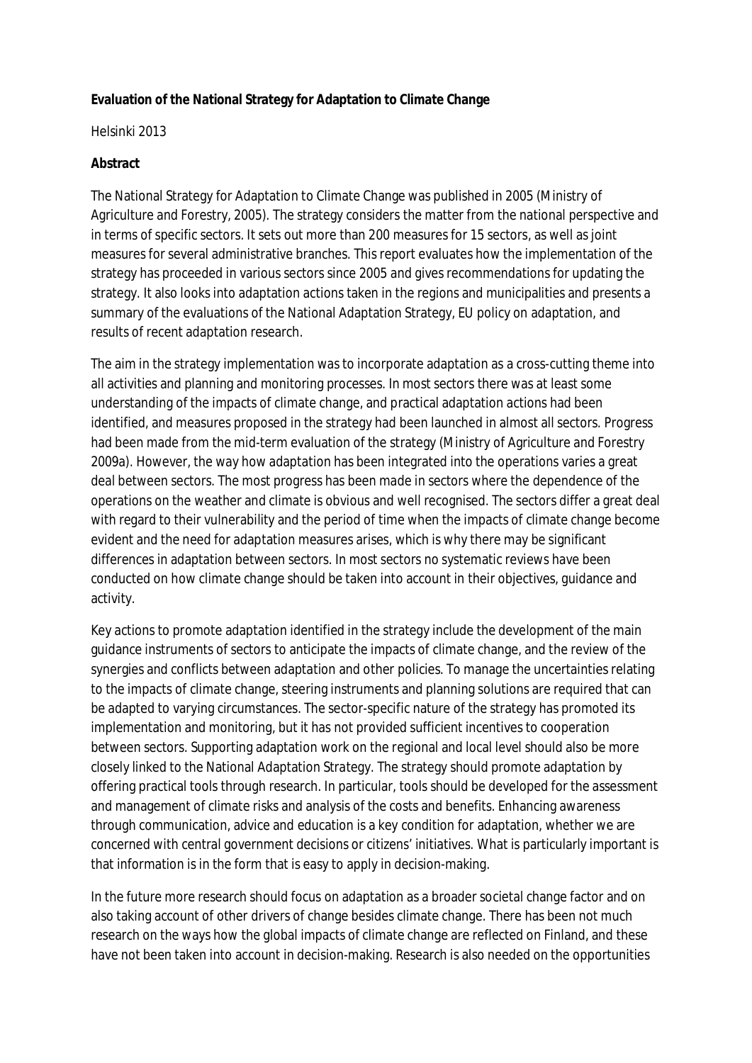**Evaluation of the National Strategy for Adaptation to Climate Change**

Helsinki 2013

**Abstract**

The National Strategy for Adaptation to Climate Change was published in 2005 (Ministry of Agriculture and Forestry, 2005). The strategy considers the matter from the national perspective and in terms of specific sectors. It sets out more than 200 measures for 15 sectors, as well as joint measures for several administrative branches. This report evaluates how the implementation of the strategy has proceeded in various sectors since 2005 and gives recommendations for updating the strategy. It also looks into adaptation actions taken in the regions and municipalities and presents a summary of the evaluations of the National Adaptation Strategy, EU policy on adaptation, and results of recent adaptation research.

The aim in the strategy implementation was to incorporate adaptation as a cross-cutting theme into all activities and planning and monitoring processes. In most sectors there was at least some understanding of the impacts of climate change, and practical adaptation actions had been identified, and measures proposed in the strategy had been launched in almost all sectors. Progress had been made from the mid-term evaluation of the strategy (Ministry of Agriculture and Forestry 2009a). However, the way how adaptation has been integrated into the operations varies a great deal between sectors. The most progress has been made in sectors where the dependence of the operations on the weather and climate is obvious and well recognised. The sectors differ a great deal with regard to their vulnerability and the period of time when the impacts of climate change become evident and the need for adaptation measures arises, which is why there may be significant differences in adaptation between sectors. In most sectors no systematic reviews have been conducted on how climate change should be taken into account in their objectives, guidance and activity.

Key actions to promote adaptation identified in the strategy include the development of the main guidance instruments of sectors to anticipate the impacts of climate change, and the review of the synergies and conflicts between adaptation and other policies. To manage the uncertainties relating to the impacts of climate change, steering instruments and planning solutions are required that can be adapted to varying circumstances. The sector-specific nature of the strategy has promoted its implementation and monitoring, but it has not provided sufficient incentives to cooperation between sectors. Supporting adaptation work on the regional and local level should also be more closely linked to the National Adaptation Strategy. The strategy should promote adaptation by offering practical tools through research. In particular, tools should be developed for the assessment and management of climate risks and analysis of the costs and benefits. Enhancing awareness through communication, advice and education is a key condition for adaptation, whether we are concerned with central government decisions or citizens' initiatives. What is particularly important is that information is in the form that is easy to apply in decision-making.

In the future more research should focus on adaptation as a broader societal change factor and on also taking account of other drivers of change besides climate change. There has been not much research on the ways how the global impacts of climate change are reflected on Finland, and these have not been taken into account in decision-making. Research is also needed on the opportunities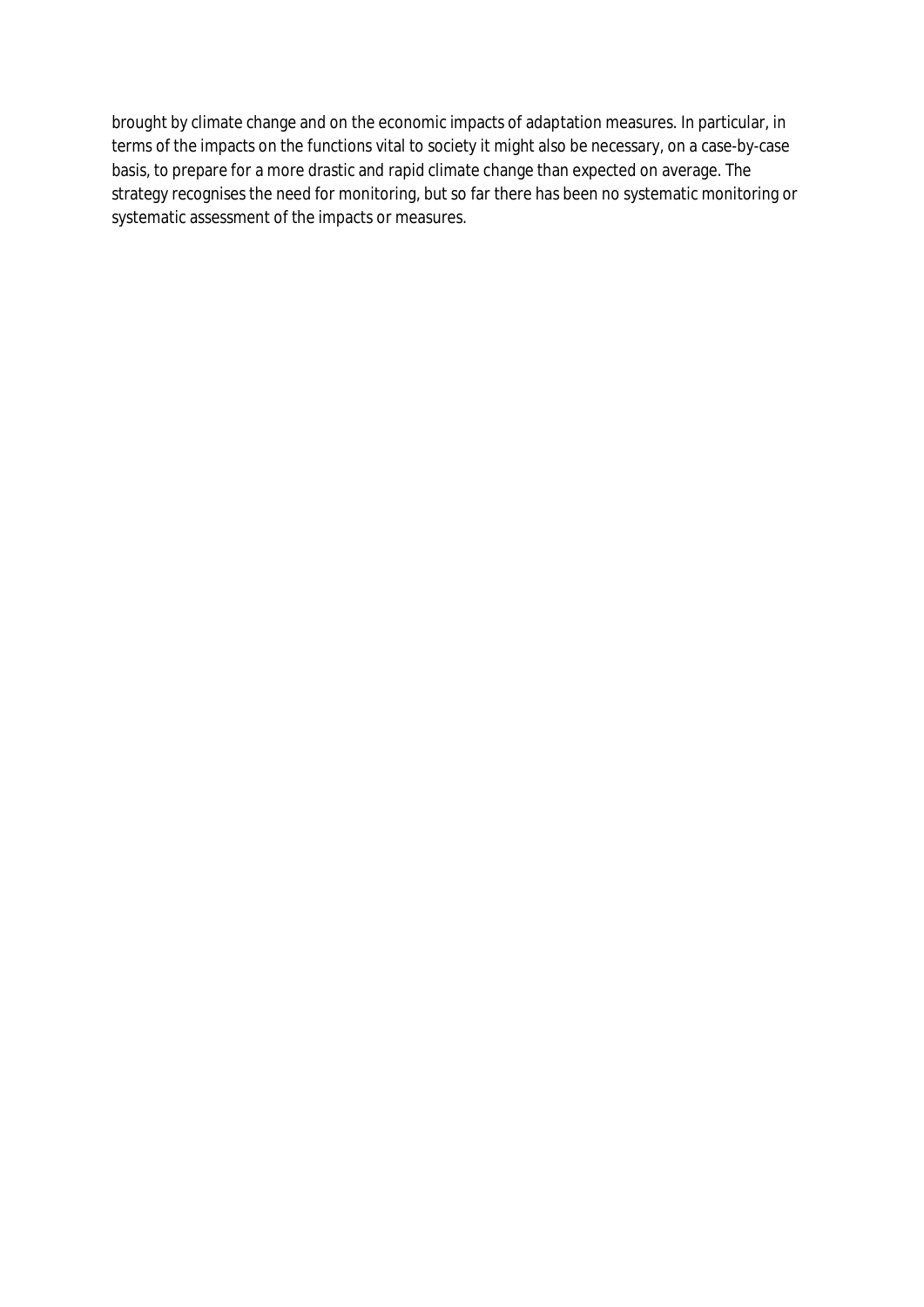brought by climate change and on the economic impacts of adaptation measures. In particular, in terms of the impacts on the functions vital to society it might also be necessary, on a case-by-case basis, to prepare for a more drastic and rapid climate change than expected on average. The strategy recognises the need for monitoring, but so far there has been no systematic monitoring or systematic assessment of the impacts or measures.